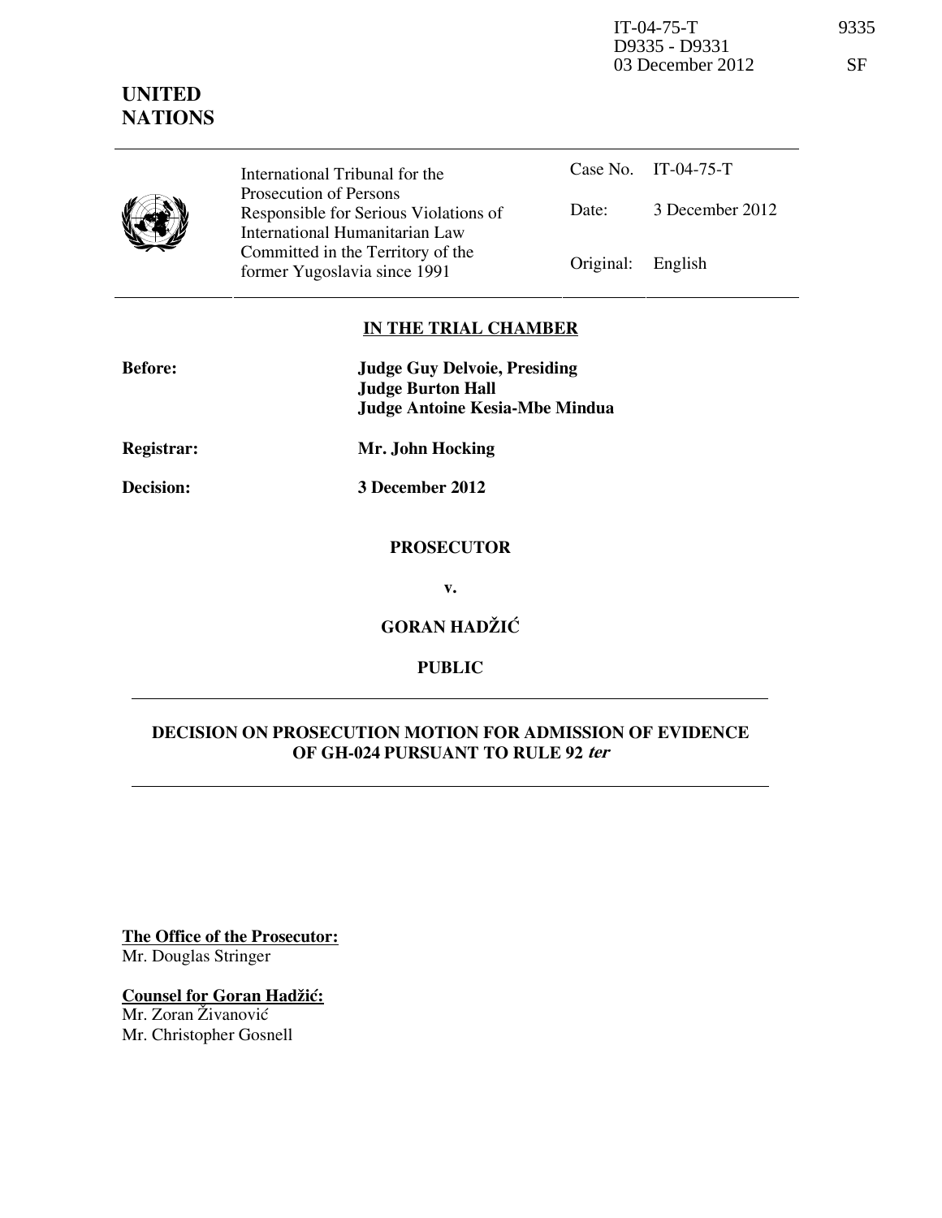IT-04-75-T D9335 - D9331 03 December 2012

**UNITED NATIONS**

| | | |
|---|---|---|
| International Tribunal for the Prosecution of Persons Responsible for Serious Violations of International Humanitarian Law Committed in the Territory of the former Yugoslavia since 1991 | Case No. | IT-04-75-T |
| | Date: | 3 December 2012 |
| | Original: | English |

**IN THE TRIAL CHAMBER**

**Before:** **Judge Guy Delvoie, Presiding**
**Judge Burton Hall**
**Judge Antoine Kesia-Mbe Mindua**

**Registrar:** **Mr. John Hocking**

**Decision:** **3 December 2012**

**PROSECUTOR**

**v.**

**GORAN HADŽIĆ**

**PUBLIC**

**DECISION ON PROSECUTION MOTION FOR ADMISSION OF EVIDENCE OF GH-024 PURSUANT TO RULE 92 *ter***

**The Office of the Prosecutor:**
Mr. Douglas Stringer

**Counsel for Goran Hadžić:**
Mr. Zoran Živanović
Mr. Christopher Gosnell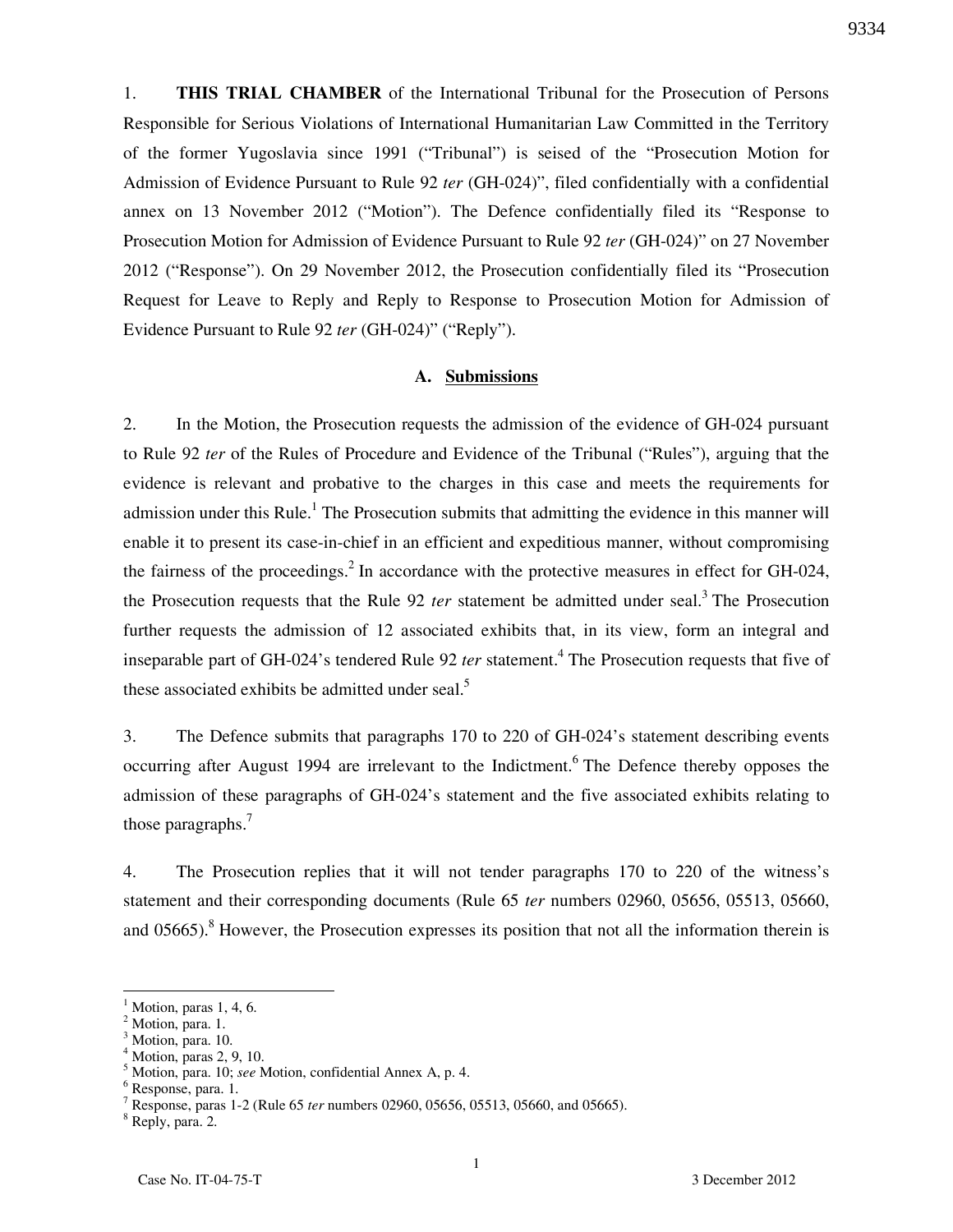1. **THIS TRIAL CHAMBER** of the International Tribunal for the Prosecution of Persons Responsible for Serious Violations of International Humanitarian Law Committed in the Territory of the former Yugoslavia since 1991 ("Tribunal") is seised of the "Prosecution Motion for Admission of Evidence Pursuant to Rule 92 *ter* (GH-024)", filed confidentially with a confidential annex on 13 November 2012 ("Motion"). The Defence confidentially filed its "Response to Prosecution Motion for Admission of Evidence Pursuant to Rule 92 *ter* (GH-024)" on 27 November 2012 ("Response"). On 29 November 2012, the Prosecution confidentially filed its "Prosecution Request for Leave to Reply and Reply to Response to Prosecution Motion for Admission of Evidence Pursuant to Rule 92 *ter* (GH-024)" ("Reply").

### A. Submissions

2. In the Motion, the Prosecution requests the admission of the evidence of GH-024 pursuant to Rule 92 *ter* of the Rules of Procedure and Evidence of the Tribunal ("Rules"), arguing that the evidence is relevant and probative to the charges in this case and meets the requirements for admission under this Rule.[1] The Prosecution submits that admitting the evidence in this manner will enable it to present its case-in-chief in an efficient and expeditious manner, without compromising the fairness of the proceedings.[2] In accordance with the protective measures in effect for GH-024, the Prosecution requests that the Rule 92 *ter* statement be admitted under seal.[3] The Prosecution further requests the admission of 12 associated exhibits that, in its view, form an integral and inseparable part of GH-024's tendered Rule 92 *ter* statement.[4] The Prosecution requests that five of these associated exhibits be admitted under seal.[5]

3. The Defence submits that paragraphs 170 to 220 of GH-024's statement describing events occurring after August 1994 are irrelevant to the Indictment.[6] The Defence thereby opposes the admission of these paragraphs of GH-024's statement and the five associated exhibits relating to those paragraphs.[7]

4. The Prosecution replies that it will not tender paragraphs 170 to 220 of the witness's statement and their corresponding documents (Rule 65 *ter* numbers 02960, 05656, 05513, 05660, and 05665).[8] However, the Prosecution expresses its position that not all the information therein is

---

[1] Motion, paras 1, 4, 6.

[2] Motion, para. 1.

[3] Motion, para. 10.

[4] Motion, paras 2, 9, 10.

[5] Motion, para. 10; *see* Motion, confidential Annex A, p. 4.

[6] Response, para. 1.

[7] Response, paras 1-2 (Rule 65 *ter* numbers 02960, 05656, 05513, 05660, and 05665).

[8] Reply, para. 2.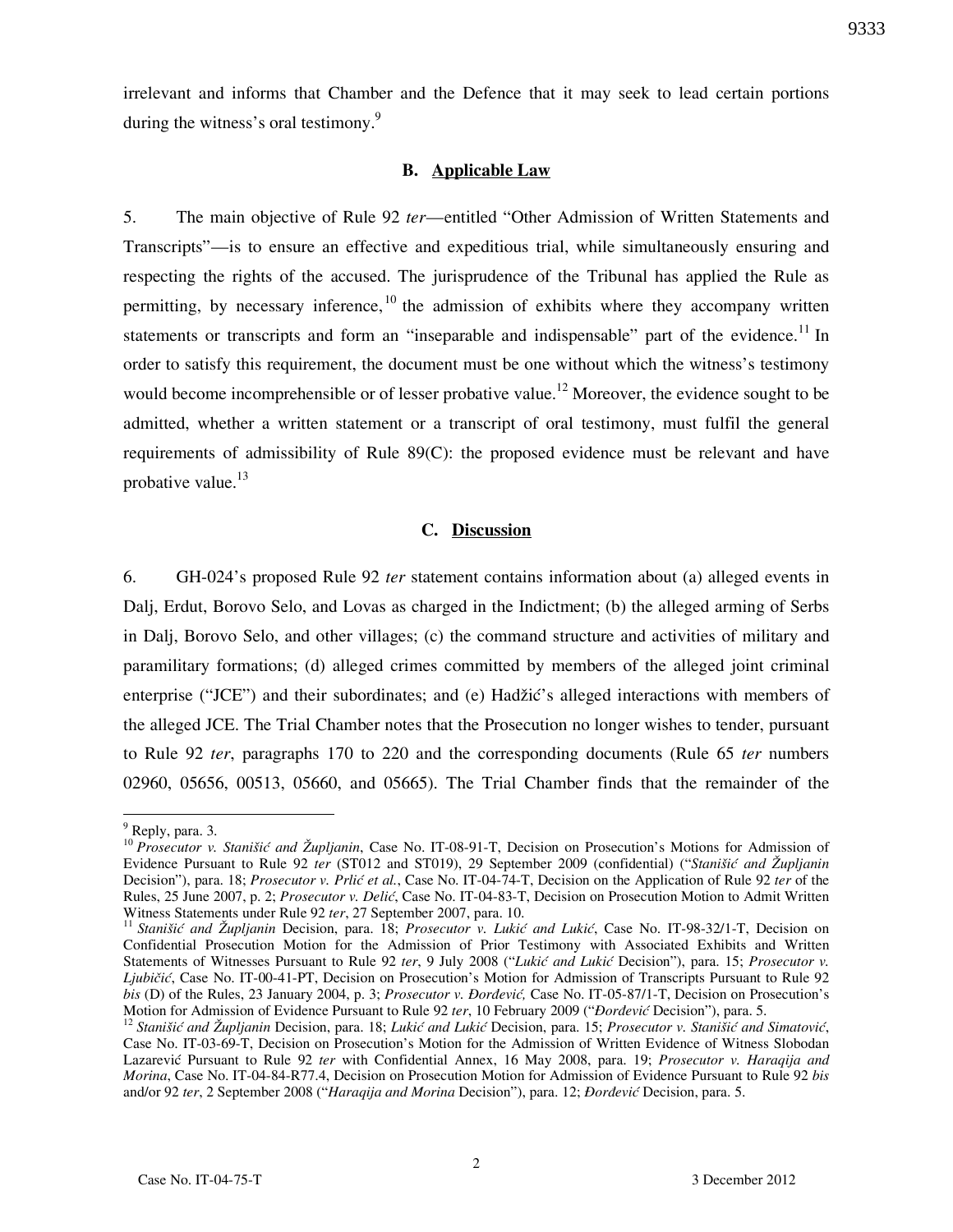irrelevant and informs that Chamber and the Defence that it may seek to lead certain portions during the witness's oral testimony.[9]

### B. Applicable Law

5. The main objective of Rule 92 *ter*—entitled "Other Admission of Written Statements and Transcripts"—is to ensure an effective and expeditious trial, while simultaneously ensuring and respecting the rights of the accused. The jurisprudence of the Tribunal has applied the Rule as permitting, by necessary inference,[10] the admission of exhibits where they accompany written statements or transcripts and form an "inseparable and indispensable" part of the evidence.[11] In order to satisfy this requirement, the document must be one without which the witness's testimony would become incomprehensible or of lesser probative value.[12] Moreover, the evidence sought to be admitted, whether a written statement or a transcript of oral testimony, must fulfil the general requirements of admissibility of Rule 89(C): the proposed evidence must be relevant and have probative value.[13]

### C. Discussion

6. GH-024's proposed Rule 92 *ter* statement contains information about (a) alleged events in Dalj, Erdut, Borovo Selo, and Lovas as charged in the Indictment; (b) the alleged arming of Serbs in Dalj, Borovo Selo, and other villages; (c) the command structure and activities of military and paramilitary formations; (d) alleged crimes committed by members of the alleged joint criminal enterprise ("JCE") and their subordinates; and (e) Hadžić's alleged interactions with members of the alleged JCE. The Trial Chamber notes that the Prosecution no longer wishes to tender, pursuant to Rule 92 *ter*, paragraphs 170 to 220 and the corresponding documents (Rule 65 *ter* numbers 02960, 05656, 00513, 05660, and 05665). The Trial Chamber finds that the remainder of the

---

[9] Reply, para. 3.

[10] *Prosecutor v. Stanišić and Župljanin*, Case No. IT-08-91-T, Decision on Prosecution's Motions for Admission of Evidence Pursuant to Rule 92 *ter* (ST012 and ST019), 29 September 2009 (confidential) ("*Stanišić and Župljanin* Decision"), para. 18; *Prosecutor v. Prlić et al.*, Case No. IT-04-74-T, Decision on the Application of Rule 92 *ter* of the Rules, 25 June 2007, p. 2; *Prosecutor v. Delić*, Case No. IT-04-83-T, Decision on Prosecution Motion to Admit Written Witness Statements under Rule 92 *ter*, 27 September 2007, para. 10.

[11] *Stanišić and Župljanin* Decision, para. 18; *Prosecutor v. Lukić and Lukić*, Case No. IT-98-32/1-T, Decision on Confidential Prosecution Motion for the Admission of Prior Testimony with Associated Exhibits and Written Statements of Witnesses Pursuant to Rule 92 *ter*, 9 July 2008 ("*Lukić and Lukić* Decision"), para. 15; *Prosecutor v. Ljubičić*, Case No. IT-00-41-PT, Decision on Prosecution's Motion for Admission of Transcripts Pursuant to Rule 92 *bis* (D) of the Rules, 23 January 2004, p. 3; *Prosecutor v. Đorđević,* Case No. IT-05-87/1-T, Decision on Prosecution's Motion for Admission of Evidence Pursuant to Rule 92 *ter*, 10 February 2009 ("*Đorđević* Decision"), para. 5.

[12] *Stanišić and Župljanin* Decision, para. 18; *Lukić and Lukić* Decision, para. 15; *Prosecutor v. Stanišić and Simatović*, Case No. IT-03-69-T, Decision on Prosecution's Motion for the Admission of Written Evidence of Witness Slobodan Lazarević Pursuant to Rule 92 *ter* with Confidential Annex, 16 May 2008, para. 19; *Prosecutor v. Haraqija and Morina*, Case No. IT-04-84-R77.4, Decision on Prosecution Motion for Admission of Evidence Pursuant to Rule 92 *bis* and/or 92 *ter*, 2 September 2008 ("*Haraqija and Morina* Decision"), para. 12; *Đorđević* Decision, para. 5.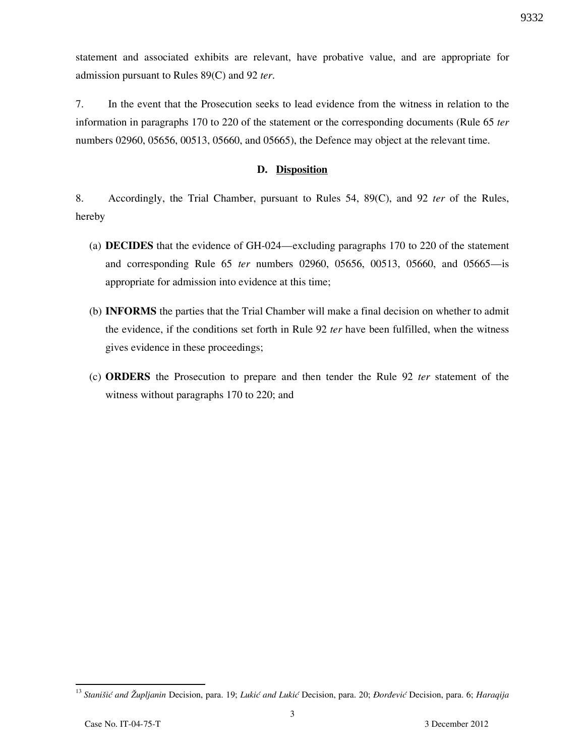statement and associated exhibits are relevant, have probative value, and are appropriate for admission pursuant to Rules 89(C) and 92 *ter*.

7. In the event that the Prosecution seeks to lead evidence from the witness in relation to the information in paragraphs 170 to 220 of the statement or the corresponding documents (Rule 65 *ter* numbers 02960, 05656, 00513, 05660, and 05665), the Defence may object at the relevant time.

## D. Disposition

8. Accordingly, the Trial Chamber, pursuant to Rules 54, 89(C), and 92 *ter* of the Rules, hereby

(a) **DECIDES** that the evidence of GH-024—excluding paragraphs 170 to 220 of the statement and corresponding Rule 65 *ter* numbers 02960, 05656, 00513, 05660, and 05665—is appropriate for admission into evidence at this time;

(b) **INFORMS** the parties that the Trial Chamber will make a final decision on whether to admit the evidence, if the conditions set forth in Rule 92 *ter* have been fulfilled, when the witness gives evidence in these proceedings;

(c) **ORDERS** the Prosecution to prepare and then tender the Rule 92 *ter* statement of the witness without paragraphs 170 to 220; and

---

[13] *Stanišić and Župljanin* Decision, para. 19; *Lukić and Lukić* Decision, para. 20; *Đorđević* Decision, para. 6; *Haraqija*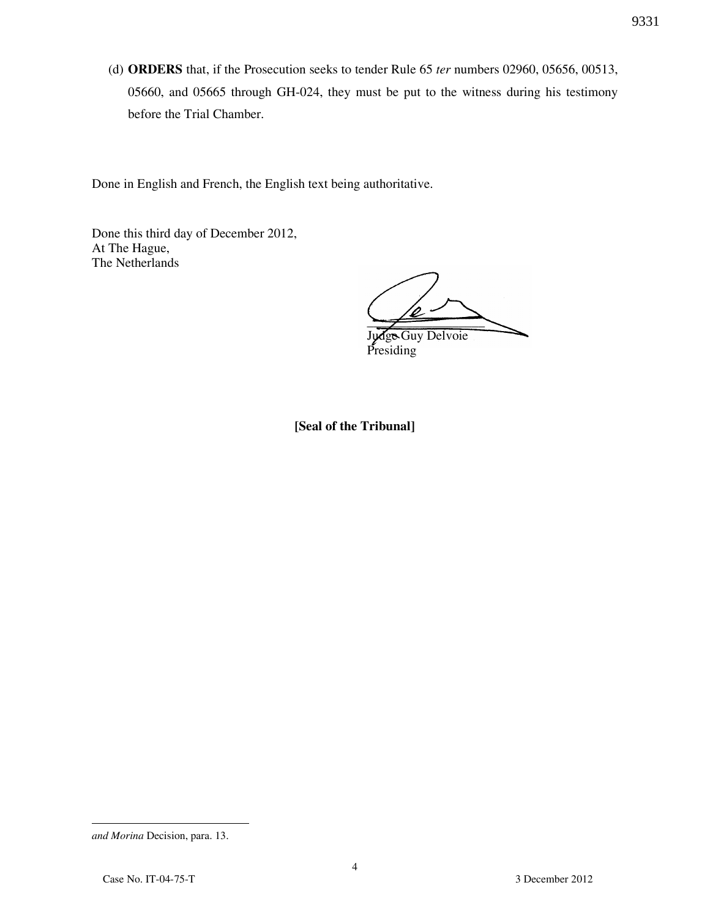(d) **ORDERS** that, if the Prosecution seeks to tender Rule 65 *ter* numbers 02960, 05656, 00513, 05660, and 05665 through GH-024, they must be put to the witness during his testimony before the Trial Chamber.

Done in English and French, the English text being authoritative.

Done this third day of December 2012,
At The Hague,
The Netherlands

Judge Guy Delvoie
Presiding

**[Seal of the Tribunal]**

---

*and Morina* Decision, para. 13.